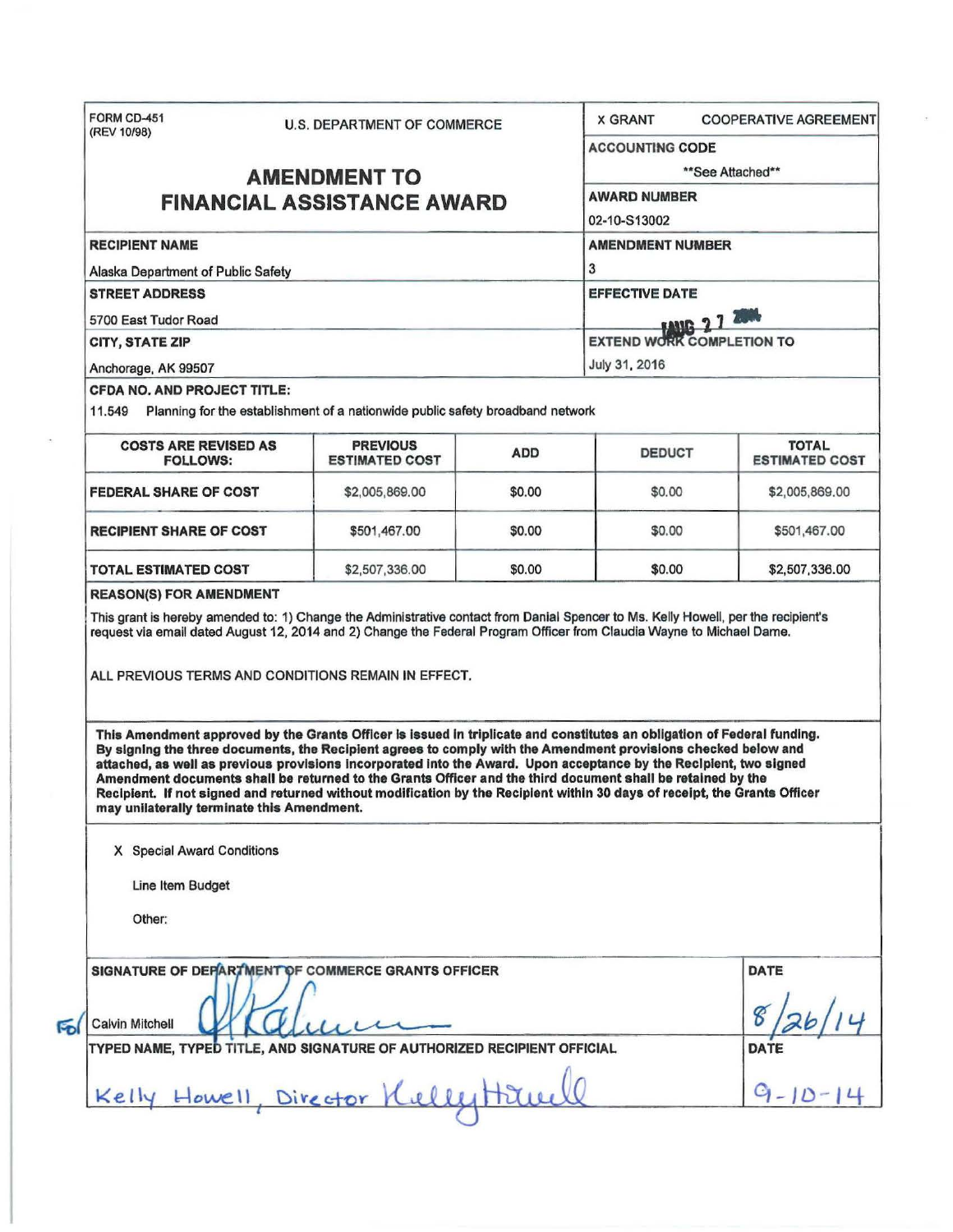FORM CD-451
(REV 10/98)

U.S. DEPARTMENT OF COMMERCE

# AMENDMENT TO FINANCIAL ASSISTANCE AWARD

X GRANT    COOPERATIVE AGREEMENT

**ACCOUNTING CODE**
**See Attached**

**AWARD NUMBER**
02-10-S13002

**RECIPIENT NAME**
Alaska Department of Public Safety

**AMENDMENT NUMBER**
3

**STREET ADDRESS**
5700 East Tudor Road

**EFFECTIVE DATE**
AUG 27 2014

**CITY, STATE ZIP**
Anchorage, AK 99507

**EXTEND WORK COMPLETION TO**
July 31, 2016

**CFDA NO. AND PROJECT TITLE:**
11.549 Planning for the establishment of a nationwide public safety broadband network

| COSTS ARE REVISED AS FOLLOWS: | PREVIOUS ESTIMATED COST | ADD | DEDUCT | TOTAL ESTIMATED COST |
|---|---|---|---|---|
| FEDERAL SHARE OF COST | $2,005,869.00 | $0.00 | $0.00 | $2,005,869.00 |
| RECIPIENT SHARE OF COST | $501,467.00 | $0.00 | $0.00 | $501,467.00 |
| TOTAL ESTIMATED COST | $2,507,336.00 | $0.00 | $0.00 | $2,507,336.00 |

**REASON(S) FOR AMENDMENT**

This grant is hereby amended to: 1) Change the Administrative contact from Danial Spencer to Ms. Kelly Howell, per the recipient's request via email dated August 12, 2014 and 2) Change the Federal Program Officer from Claudia Wayne to Michael Dame.

ALL PREVIOUS TERMS AND CONDITIONS REMAIN IN EFFECT.

**This Amendment approved by the Grants Officer is issued in triplicate and constitutes an obligation of Federal funding. By signing the three documents, the Recipient agrees to comply with the Amendment provisions checked below and attached, as well as previous provisions incorporated into the Award. Upon acceptance by the Recipient, two signed Amendment documents shall be returned to the Grants Officer and the third document shall be retained by the Recipient. If not signed and returned without modification by the Recipient within 30 days of receipt, the Grants Officer may unilaterally terminate this Amendment.**

X Special Award Conditions

Line Item Budget

Other:

**SIGNATURE OF DEPARTMENT OF COMMERCE GRANTS OFFICER**
For Calvin Mitchell

**DATE**
8/26/14

**TYPED NAME, TYPED TITLE, AND SIGNATURE OF AUTHORIZED RECIPIENT OFFICIAL**
Kelly Howell, Director

**DATE**
9-10-14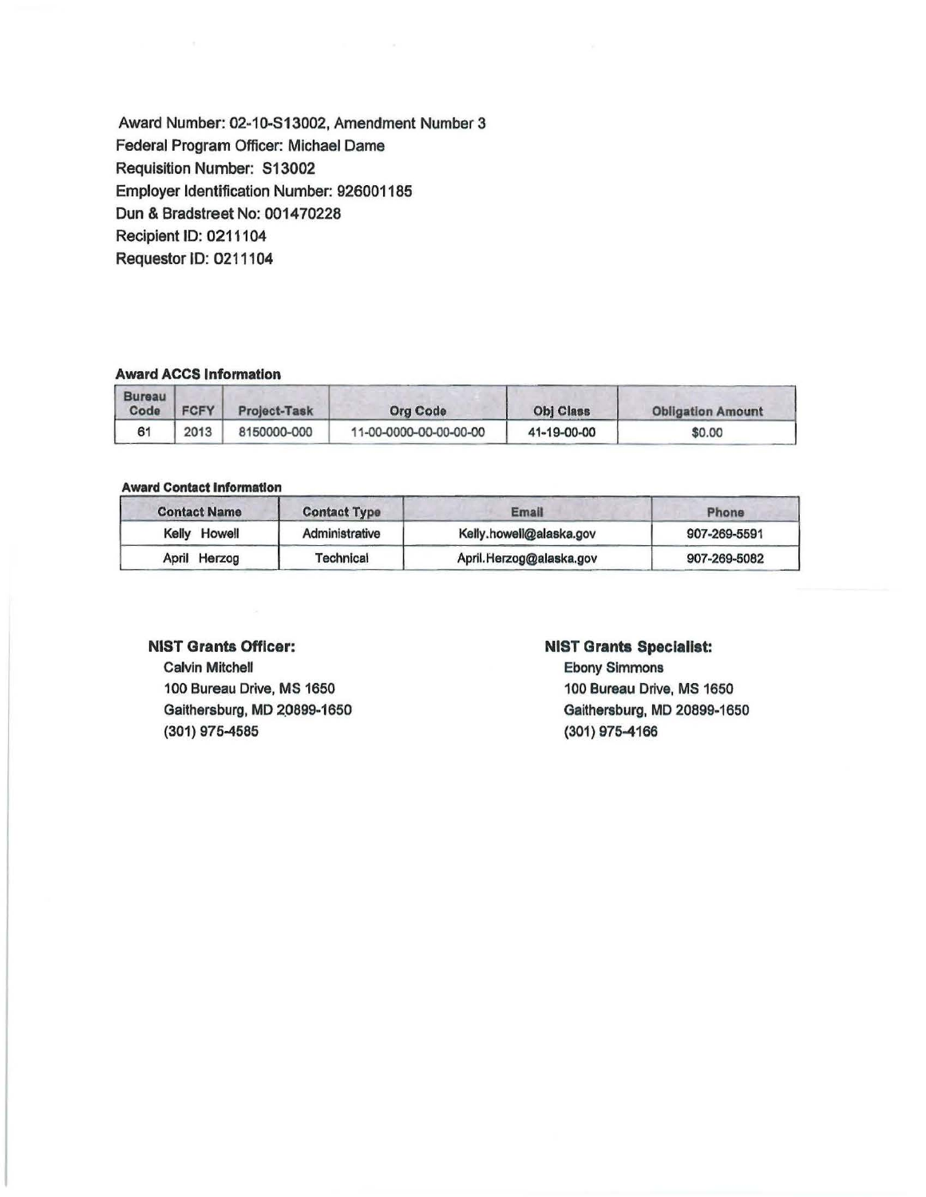Award Number: 02-10-S13002, Amendment Number 3
Federal Program Officer: Michael Dame
Requisition Number: S13002
Employer Identification Number: 926001185
Dun & Bradstreet No: 001470228
Recipient ID: 0211104
Requestor ID: 0211104

**Award ACCS Information**

| Bureau Code | FCFY | Project-Task | Org Code | Obj Class | Obligation Amount |
|---|---|---|---|---|---|
| 61 | 2013 | 8150000-000 | 11-00-0000-00-00-00-00 | 41-19-00-00 | $0.00 |

**Award Contact Information**

| Contact Name | Contact Type | Email | Phone |
|---|---|---|---|
| Kelly Howell | Administrative | Kelly.howell@alaska.gov | 907-269-5591 |
| April Herzog | Technical | April.Herzog@alaska.gov | 907-269-5082 |

**NIST Grants Officer:**
Calvin Mitchell
100 Bureau Drive, MS 1650
Gaithersburg, MD 20899-1650
(301) 975-4585

**NIST Grants Specialist:**
Ebony Simmons
100 Bureau Drive, MS 1650
Gaithersburg, MD 20899-1650
(301) 975-4166